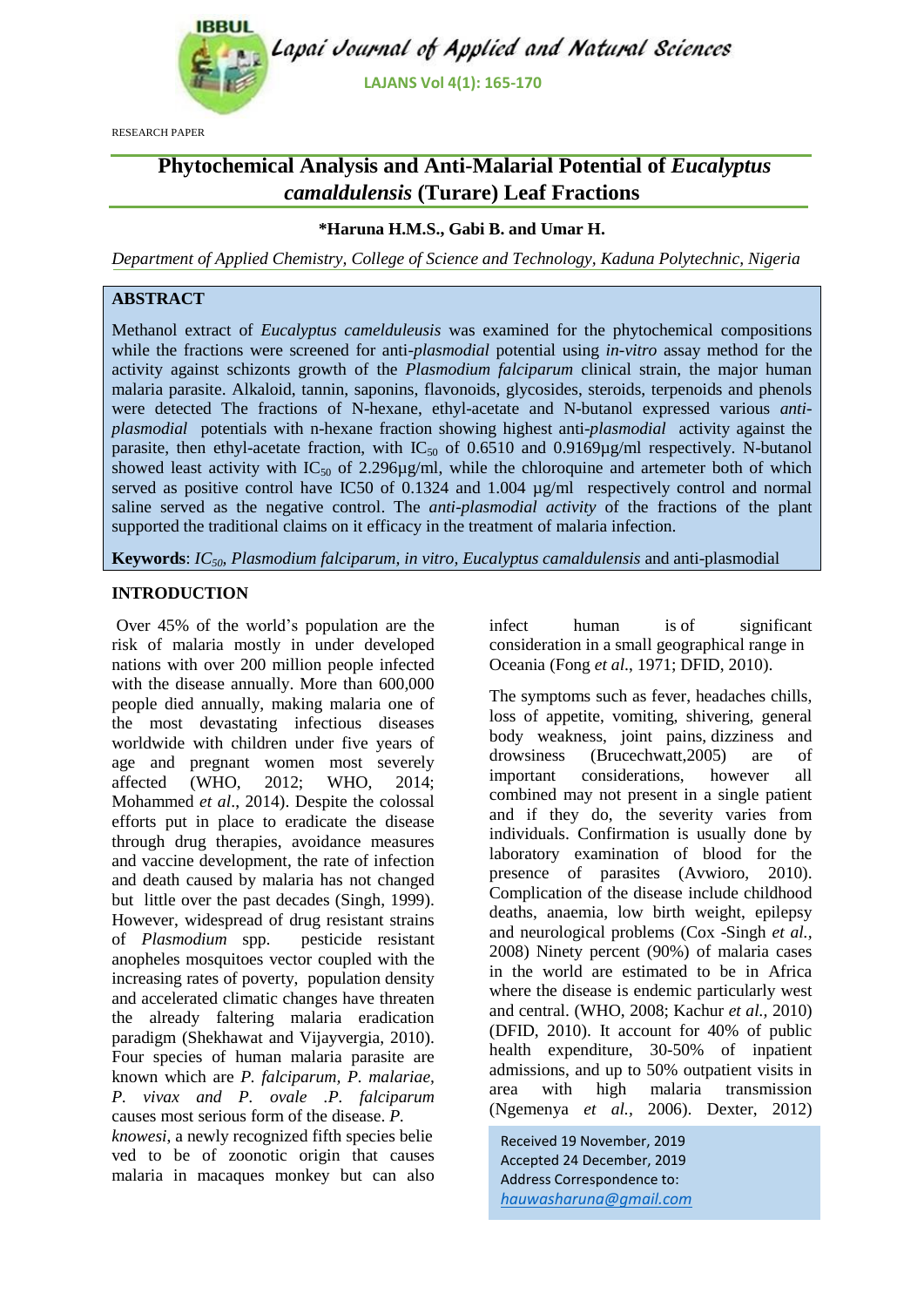RESEARCH PAPER

# Phytochemical Analysis and Anti-Malarial Potential of *Eucalyptus camaldulensis* (Turare) Leaf Fractions

**\*Haruna H.M.S., Gabi B. and Umar H.**

*Department of Applied Chemistry, College of Science and Technology, Kaduna Polytechnic, Nigeria*

## ABSTRACT

Methanol extract of *Eucalyptus camelduleusis* was examined for the phytochemical compositions while the fractions were screened for anti-*plasmodial* potential using *in-vitro* assay method for the activity against schizonts growth of the *Plasmodium falciparum* clinical strain, the major human malaria parasite. Alkaloid, tannin, saponins, flavonoids, glycosides, steroids, terpenoids and phenols were detected The fractions of N-hexane, ethyl-acetate and N-butanol expressed various *anti-plasmodial* potentials with n-hexane fraction showing highest anti-*plasmodial* activity against the parasite, then ethyl-acetate fraction, with $IC_{50}$ of 0.6510 and 0.9169µg/ml respectively. N-butanol showed least activity with $IC_{50}$ of 2.296µg/ml, while the chloroquine and artemeter both of which served as positive control have IC50 of 0.1324 and 1.004 µg/ml respectively control and normal saline served as the negative control. The *anti-plasmodial activity* of the fractions of the plant supported the traditional claims on it efficacy in the treatment of malaria infection.

**Keywords**: *$IC_{50}$, Plasmodium falciparum, in vitro, Eucalyptus camaldulensis* and anti-plasmodial

## INTRODUCTION

Over 45% of the world's population are the risk of malaria mostly in under developed nations with over 200 million people infected with the disease annually. More than 600,000 people died annually, making malaria one of the most devastating infectious diseases worldwide with children under five years of age and pregnant women most severely affected (WHO, 2012; WHO, 2014; Mohammed *et al*., 2014). Despite the colossal efforts put in place to eradicate the disease through drug therapies, avoidance measures and vaccine development, the rate of infection and death caused by malaria has not changed but little over the past decades (Singh, 1999). However, widespread of drug resistant strains of *Plasmodium* spp. pesticide resistant anopheles mosquitoes vector coupled with the increasing rates of poverty, population density and accelerated climatic changes have threaten the already faltering malaria eradication paradigm (Shekhawat and Vijayvergia, 2010). Four species of human malaria parasite are known which are *P. falciparum*, *P. malariae*, *P. vivax and P. ovale* .*P. falciparum* causes most serious form of the disease. *P. knowesi*, a newly recognized fifth species believed to be of zoonotic origin that causes malaria in macaques monkey but can also infect human is of significant consideration in a small geographical range in Oceania (Fong *et al*., 1971; DFID, 2010).

The symptoms such as fever, headaches chills, loss of appetite, vomiting, shivering, general body weakness, joint pains, dizziness and drowsiness (Brucechwatt,2005) are of important considerations, however all combined may not present in a single patient and if they do, the severity varies from individuals. Confirmation is usually done by laboratory examination of blood for the presence of parasites (Avwioro, 2010). Complication of the disease include childhood deaths, anaemia, low birth weight, epilepsy and neurological problems (Cox -Singh *et al.,* 2008) Ninety percent (90%) of malaria cases in the world are estimated to be in Africa where the disease is endemic particularly west and central. (WHO, 2008; Kachur *et al.,* 2010) (DFID, 2010). It account for 40% of public health expenditure, 30-50% of inpatient admissions, and up to 50% outpatient visits in area with high malaria transmission (Ngemenya *et al.,* 2006). Dexter, 2012)

Received 19 November, 2019
Accepted 24 December, 2019
Address Correspondence to:
hauwasharuna@gmail.com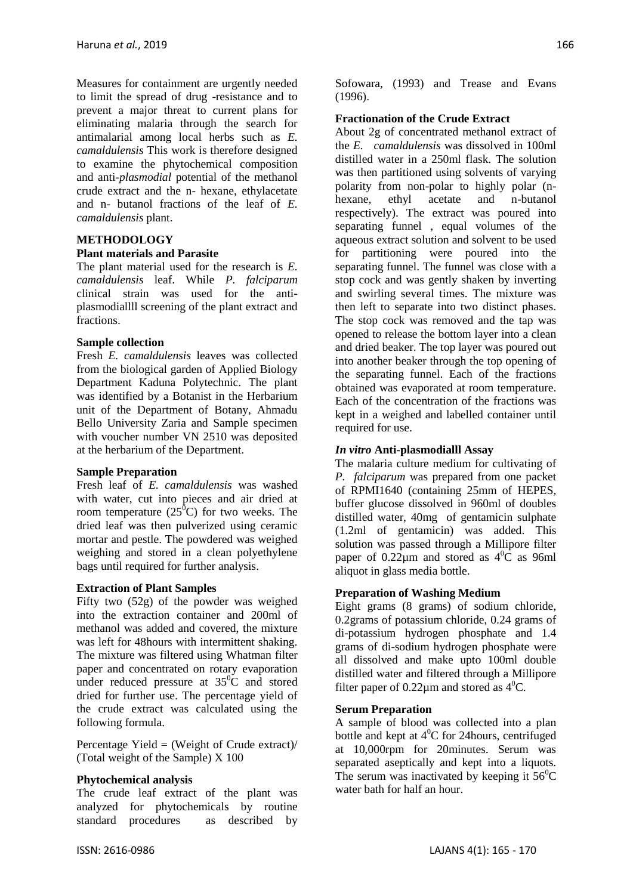Measures for containment are urgently needed to limit the spread of drug -resistance and to prevent a major threat to current plans for eliminating malaria through the search for antimalarial among local herbs such as *E. camaldulensis* This work is therefore designed to examine the phytochemical composition and anti-*plasmodial* potential of the methanol crude extract and the n- hexane, ethylacetate and n- butanol fractions of the leaf of *E. camaldulensis* plant.

## METHODOLOGY

### Plant materials and Parasite

The plant material used for the research is *E. camaldulensis* leaf. While *P. falciparum* clinical strain was used for the anti-plasmodiallll screening of the plant extract and fractions.

### Sample collection

Fresh *E. camaldulensis* leaves was collected from the biological garden of Applied Biology Department Kaduna Polytechnic. The plant was identified by a Botanist in the Herbarium unit of the Department of Botany, Ahmadu Bello University Zaria and Sample specimen with voucher number VN 2510 was deposited at the herbarium of the Department.

### Sample Preparation

Fresh leaf of *E. camaldulensis* was washed with water, cut into pieces and air dried at room temperature ($25^0$C) for two weeks. The dried leaf was then pulverized using ceramic mortar and pestle. The powdered was weighed weighing and stored in a clean polyethylene bags until required for further analysis.

### Extraction of Plant Samples

Fifty two (52g) of the powder was weighed into the extraction container and 200ml of methanol was added and covered, the mixture was left for 48hours with intermittent shaking. The mixture was filtered using Whatman filter paper and concentrated on rotary evaporation under reduced pressure at $35^0$C and stored dried for further use. The percentage yield of the crude extract was calculated using the following formula.

Percentage Yield = (Weight of Crude extract)/ (Total weight of the Sample) X 100

### Phytochemical analysis

The crude leaf extract of the plant was analyzed for phytochemicals by routine standard procedures as described by Sofowara, (1993) and Trease and Evans (1996).

### Fractionation of the Crude Extract

About 2g of concentrated methanol extract of the *E. camaldulensis* was dissolved in 100ml distilled water in a 250ml flask. The solution was then partitioned using solvents of varying polarity from non-polar to highly polar (n-hexane, ethyl acetate and n-butanol respectively). The extract was poured into separating funnel , equal volumes of the aqueous extract solution and solvent to be used for partitioning were poured into the separating funnel. The funnel was close with a stop cock and was gently shaken by inverting and swirling several times. The mixture was then left to separate into two distinct phases. The stop cock was removed and the tap was opened to release the bottom layer into a clean and dried beaker. The top layer was poured out into another beaker through the top opening of the separating funnel. Each of the fractions obtained was evaporated at room temperature. Each of the concentration of the fractions was kept in a weighed and labelled container until required for use.

### *In vitro* Anti-plasmodialll Assay

The malaria culture medium for cultivating of *P. falciparum* was prepared from one packet of RPMI1640 (containing 25mm of HEPES, buffer glucose dissolved in 960ml of doubles distilled water, 40mg of gentamicin sulphate (1.2ml of gentamicin) was added. This solution was passed through a Millipore filter paper of 0.22µm and stored as $4^0$C as 96ml aliquot in glass media bottle.

### Preparation of Washing Medium

Eight grams (8 grams) of sodium chloride, 0.2grams of potassium chloride, 0.24 grams of di-potassium hydrogen phosphate and 1.4 grams of di-sodium hydrogen phosphate were all dissolved and make upto 100ml double distilled water and filtered through a Millipore filter paper of 0.22µm and stored as $4^0$C.

### Serum Preparation

A sample of blood was collected into a plan bottle and kept at $4^0$C for 24hours, centrifuged at 10,000rpm for 20minutes. Serum was separated aseptically and kept into a liquots. The serum was inactivated by keeping it $56^0$C water bath for half an hour.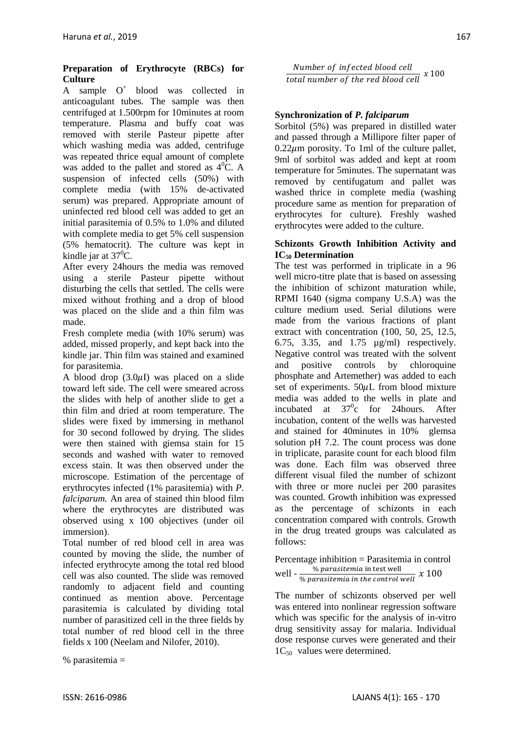### Preparation of Erythrocyte (RBCs) for Culture

A sample $O^+$ blood was collected in anticoagulant tubes. The sample was then centrifuged at 1.500rpm for 10minutes at room temperature. Plasma and buffy coat was removed with sterile Pasteur pipette after which washing media was added, centrifuge was repeated thrice equal amount of complete was added to the pallet and stored as $4^0$C. A suspension of infected cells (50%) with complete media (with 15% de-activated serum) was prepared. Appropriate amount of uninfected red blood cell was added to get an initial parasitemia of 0.5% to 1.0% and diluted with complete media to get 5% cell suspension (5% hematocrit). The culture was kept in kindle jar at $37^0$C.

After every 24hours the media was removed using a sterile Pasteur pipette without disturbing the cells that settled. The cells were mixed without frothing and a drop of blood was placed on the slide and a thin film was made.

Fresh complete media (with 10% serum) was added, missed properly, and kept back into the kindle jar. Thin film was stained and examined for parasitemia.

A blood drop ($3.0\mu$I) was placed on a slide toward left side. The cell were smeared across the slides with help of another slide to get a thin film and dried at room temperature. The slides were fixed by immersing in methanol for 30 second followed by drying. The slides were then stained with giemsa stain for 15 seconds and washed with water to removed excess stain. It was then observed under the microscope. Estimation of the percentage of erythrocytes infected (1% parasitemia) with *P. falciparum.* An area of stained thin blood film where the erythrocytes are distributed was observed using x 100 objectives (under oil immersion).

Total number of red blood cell in area was counted by moving the slide, the number of infected erythrocyte among the total red blood cell was also counted. The slide was removed randomly to adjacent field and counting continued as mention above. Percentage parasitemia is calculated by dividing total number of parasitized cell in the three fields by total number of red blood cell in the three fields x 100 (Neelam and Nilofer, 2010).

% parasitemia =

$$\frac{Number\ of\ infected\ blood\ cell}{total\ number\ of\ the\ red\ blood\ cell}\ x\ 100$$

### Synchronization of *P. falciparum*

Sorbitol (5%) was prepared in distilled water and passed through a Millipore filter paper of $0.22\mu$m porosity. To 1ml of the culture pallet, 9ml of sorbitol was added and kept at room temperature for 5minutes. The supernatant was removed by centifugatum and pallet was washed thrice in complete media (washing procedure same as mention for preparation of erythrocytes for culture). Freshly washed erythrocytes were added to the culture.

### Schizonts Growth Inhibition Activity and $IC_{50}$ Determination

The test was performed in triplicate in a 96 well micro-titre plate that is based on assessing the inhibition of schizont maturation while, RPMI 1640 (sigma company U.S.A) was the culture medium used. Serial dilutions were made from the various fractions of plant extract with concentration (100, 50, 25, 12.5, 6.75, 3.35, and 1.75 µg/ml) respectively. Negative control was treated with the solvent and positive controls by chloroquine phosphate and Artemether) was added to each set of experiments. $50\mu$L from blood mixture media was added to the wells in plate and incubated at $37^0$c for 24hours. After incubation, content of the wells was harvested and stained for 40minutes in 10% giemsa solution pH 7.2. The count process was done in triplicate, parasite count for each blood film was done. Each film was observed three different visual filed the number of schizont with three or more nuclei per 200 parasites was counted. Growth inhibition was expressed as the percentage of schizonts in each concentration compared with controls. Growth in the drug treated groups was calculated as follows:

Percentage inhibition = Parasitemia in control well - $\frac{\%\ parasitemia\ \text{in test well}}{\%\ parasitemia\ in\ the\ control\ well}\ x\ 100$

The number of schizonts observed per well was entered into nonlinear regression software which was specific for the analysis of in-vitro drug sensitivity assay for malaria. Individual dose response curves were generated and their $1C_{50}$ values were determined.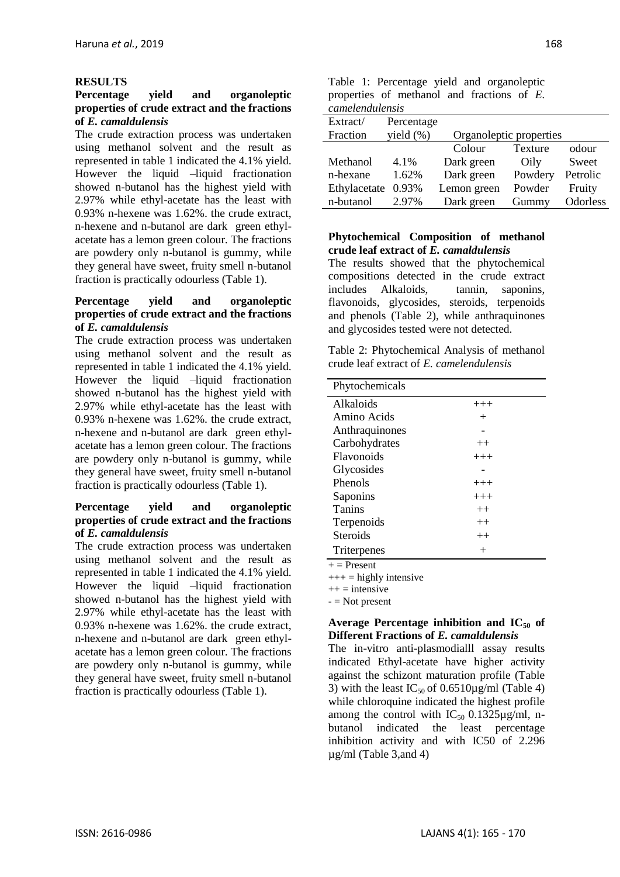## RESULTS

### Percentage yield and organoleptic properties of crude extract and the fractions of *E. camaldulensis*

The crude extraction process was undertaken using methanol solvent and the result as represented in table 1 indicated the 4.1% yield. However the liquid –liquid fractionation showed n-butanol has the highest yield with 2.97% while ethyl-acetate has the least with 0.93% n-hexene was 1.62%. the crude extract, n-hexene and n-butanol are dark green ethyl-acetate has a lemon green colour. The fractions are powdery only n-butanol is gummy, while they general have sweet, fruity smell n-butanol fraction is practically odourless (Table 1).

### Percentage yield and organoleptic properties of crude extract and the fractions of *E. camaldulensis*

The crude extraction process was undertaken using methanol solvent and the result as represented in table 1 indicated the 4.1% yield. However the liquid –liquid fractionation showed n-butanol has the highest yield with 2.97% while ethyl-acetate has the least with 0.93% n-hexene was 1.62%. the crude extract, n-hexene and n-butanol are dark green ethyl-acetate has a lemon green colour. The fractions are powdery only n-butanol is gummy, while they general have sweet, fruity smell n-butanol fraction is practically odourless (Table 1).

### Percentage yield and organoleptic properties of crude extract and the fractions of *E. camaldulensis*

The crude extraction process was undertaken using methanol solvent and the result as represented in table 1 indicated the 4.1% yield. However the liquid –liquid fractionation showed n-butanol has the highest yield with 2.97% while ethyl-acetate has the least with 0.93% n-hexene was 1.62%. the crude extract, n-hexene and n-butanol are dark green ethyl-acetate has a lemon green colour. The fractions are powdery only n-butanol is gummy, while they general have sweet, fruity smell n-butanol fraction is practically odourless (Table 1).

Table 1: Percentage yield and organoleptic properties of methanol and fractions of *E. camelendulensis*

| Extract/ Fraction | Percentage yield (%) | Organoleptic properties | | |
|---|---|---|---|---|
| | | Colour | Texture | odour |
| Methanol | 4.1% | Dark green | Oily | Sweet |
| n-hexane | 1.62% | Dark green | Powdery | Petrolic |
| Ethylacetate | 0.93% | Lemon green | Powder | Fruity |
| n-butanol | 2.97% | Dark green | Gummy | Odorless |

### Phytochemical Composition of methanol crude leaf extract of *E. camaldulensis*

The results showed that the phytochemical compositions detected in the crude extract includes Alkaloids, tannin, saponins, flavonoids, glycosides, steroids, terpenoids and phenols (Table 2), while anthraquinones and glycosides tested were not detected.

Table 2: Phytochemical Analysis of methanol crude leaf extract of *E. camelendulensis*

| Phytochemicals | |
|---|---|
| Alkaloids | +++ |
| Amino Acids | + |
| Anthraquinones | - |
| Carbohydrates | ++ |
| Flavonoids | +++ |
| Glycosides | - |
| Phenols | +++ |
| Saponins | +++ |
| Tanins | ++ |
| Terpenoids | ++ |
| Steroids | ++ |
| Triterpenes | + |

+ = Present
+++ = highly intensive
++ = intensive
- = Not present

### Average Percentage inhibition and $IC_{50}$ of Different Fractions of *E. camaldulensis*

The in-vitro anti-plasmodialll assay results indicated Ethyl-acetate have higher activity against the schizont maturation profile (Table 3) with the least $IC_{50}$ of 0.6510µg/ml (Table 4) while chloroquine indicated the highest profile among the control with $IC_{50}$ 0.1325µg/ml, n-butanol indicated the least percentage inhibition activity and with IC50 of 2.296 µg/ml (Table 3,and 4)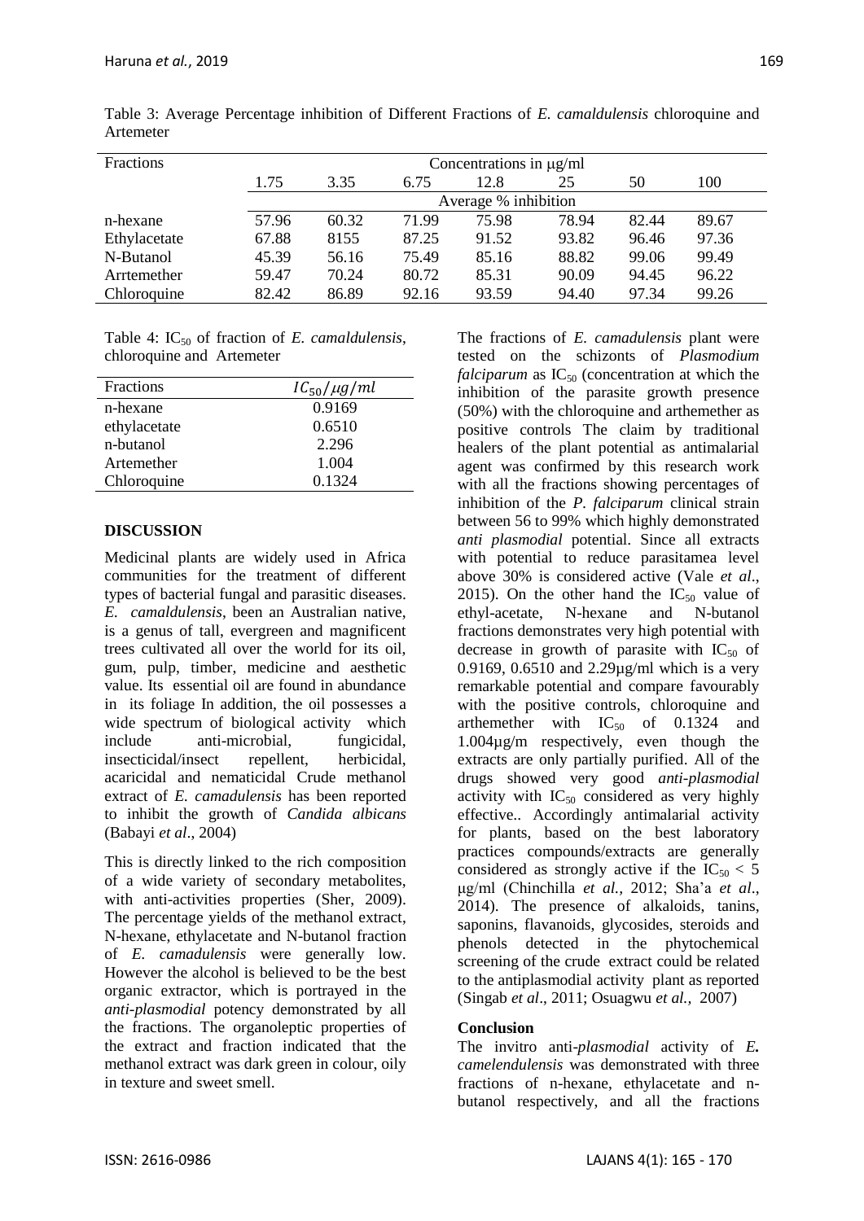Table 3: Average Percentage inhibition of Different Fractions of *E. camaldulensis* chloroquine and Artemeter

| Fractions | Concentrations in μg/ml | | | | | | |
|---|---|---|---|---|---|---|---|
| | 1.75 | 3.35 | 6.75 | 12.8 | 25 | 50 | 100 |
| | Average % inhibition | | | | | | |
| n-hexane | 57.96 | 60.32 | 71.99 | 75.98 | 78.94 | 82.44 | 89.67 |
| Ethylacetate | 67.88 | 8155 | 87.25 | 91.52 | 93.82 | 96.46 | 97.36 |
| N-Butanol | 45.39 | 56.16 | 75.49 | 85.16 | 88.82 | 99.06 | 99.49 |
| Arrtemether | 59.47 | 70.24 | 80.72 | 85.31 | 90.09 | 94.45 | 96.22 |
| Chloroquine | 82.42 | 86.89 | 92.16 | 93.59 | 94.40 | 97.34 | 99.26 |

Table 4: $IC_{50}$ of fraction of *E. camaldulensis*, chloroquine and Artemeter

| Fractions | $IC_{50}/\mu g/ml$ |
|---|---|
| n-hexane | 0.9169 |
| ethylacetate | 0.6510 |
| n-butanol | 2.296 |
| Artemether | 1.004 |
| Chloroquine | 0.1324 |

## DISCUSSION

Medicinal plants are widely used in Africa communities for the treatment of different types of bacterial fungal and parasitic diseases. *E. camaldulensis*, been an Australian native, is a genus of tall, evergreen and magnificent trees cultivated all over the world for its oil, gum, pulp, timber, medicine and aesthetic value. Its essential oil are found in abundance in its foliage In addition, the oil possesses a wide spectrum of biological activity which include anti-microbial, fungicidal, insecticidal/insect repellent, herbicidal, acaricidal and nematicidal Crude methanol extract of *E. camadulensis* has been reported to inhibit the growth of *Candida albicans* (Babayi *et al*., 2004)

This is directly linked to the rich composition of a wide variety of secondary metabolites, with anti-activities properties (Sher, 2009). The percentage yields of the methanol extract, N-hexane, ethylacetate and N-butanol fraction of *E. camadulensis* were generally low. However the alcohol is believed to be the best organic extractor, which is portrayed in the *anti-plasmodial* potency demonstrated by all the fractions. The organoleptic properties of the extract and fraction indicated that the methanol extract was dark green in colour, oily in texture and sweet smell.

The fractions of *E. camadulensis* plant were tested on the schizonts of *Plasmodium falciparum* as $IC_{50}$ (concentration at which the inhibition of the parasite growth presence (50%) with the chloroquine and arthemether as positive controls The claim by traditional healers of the plant potential as antimalarial agent was confirmed by this research work with all the fractions showing percentages of inhibition of the *P. falciparum* clinical strain between 56 to 99% which highly demonstrated *anti plasmodial* potential. Since all extracts with potential to reduce parasitamea level above 30% is considered active (Vale *et al*., 2015). On the other hand the $IC_{50}$ value of ethyl-acetate, N-hexane and N-butanol fractions demonstrates very high potential with decrease in growth of parasite with $IC_{50}$ of 0.9169, 0.6510 and 2.29µg/ml which is a very remarkable potential and compare favourably with the positive controls, chloroquine and arthemether with $IC_{50}$ of 0.1324 and 1.004µg/m respectively, even though the extracts are only partially purified. All of the drugs showed very good *anti-plasmodial* activity with $IC_{50}$ considered as very highly effective.. Accordingly antimalarial activity for plants, based on the best laboratory practices compounds/extracts are generally considered as strongly active if the $IC_{50} < 5$ μg/ml (Chinchilla *et al.,* 2012; Sha'a *et al*., 2014). The presence of alkaloids, tanins, saponins, flavanoids, glycosides, steroids and phenols detected in the phytochemical screening of the crude extract could be related to the antiplasmodial activity plant as reported (Singab *et al*., 2011; Osuagwu *et al.,* 2007)

### Conclusion

The invitro anti-*plasmodial* activity of ***E.*** *camelendulensis* was demonstrated with three fractions of n-hexane, ethylacetate and n-butanol respectively, and all the fractions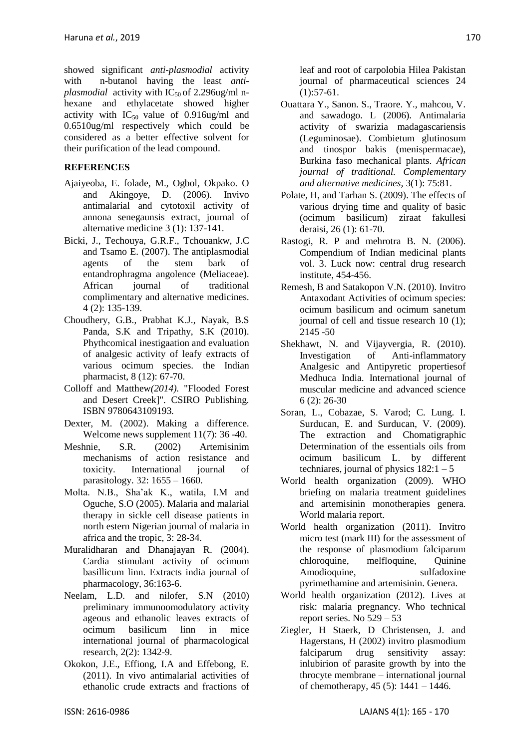showed significant *anti-plasmodial* activity with n-butanol having the least *anti-plasmodial* activity with $IC_{50}$ of 2.296ug/ml n-hexane and ethylacetate showed higher activity with $IC_{50}$ value of 0.916ug/ml and 0.6510ug/ml respectively which could be considered as a better effective solvent for their purification of the lead compound.

## REFERENCES

Ajaiyeoba, E. folade, M., Ogbol, Okpako. O and Akingoye, D. (2006). Invivo antimalarial and cytotoxil activity of annona senegaunsis extract, journal of alternative medicine 3 (1): 137-141.

Bicki, J., Techouya, G.R.F., Tchouankw, J.C and Tsamo E. (2007). The antiplasmodial agents of the stem bark of entandrophragma angolence (Meliaceae). African journal of traditional complimentary and alternative medicines. 4 (2): 135-139.

Choudhery, G.B., Prabhat K.J., Nayak, B.S Panda, S.K and Tripathy, S.K (2010). Phythcomical inestigaation and evaluation of analgesic activity of leafy extracts of various ocimum species. the Indian pharmacist, 8 (12): 67-70.

Colloff and Matthew*(2014).* "Flooded Forest and Desert Creek]". CSIRO Publishing. ISBN 9780643109193.

Dexter, M. (2002). Making a difference. Welcome news supplement 11(7): 36 -40.

Meshnie, S.R. (2002) Artemisinim mechanisms of action resistance and toxicity. International journal of parasitology. 32: 1655 – 1660.

Molta. N.B., Sha'ak K., watila, I.M and Oguche, S.O (2005). Malaria and malarial therapy in sickle cell disease patients in north estern Nigerian journal of malaria in africa and the tropic, 3: 28-34.

Muralidharan and Dhanajayan R. (2004). Cardia stimulant activity of ocimum basillicum linn. Extracts india journal of pharmacology, 36:163-6.

Neelam, L.D. and nilofer, S.N (2010) preliminary immunoomodulatory activity ageous and ethanolic leaves extracts of ocimum basilicum linn in mice international journal of pharmacological research, 2(2): 1342-9.

Okokon, J.E., Effiong, I.A and Effebong, E. (2011). In vivo antimalarial activities of ethanolic crude extracts and fractions of leaf and root of carpolobia Hilea Pakistan journal of pharmaceutical sciences 24 (1):57-61.

Ouattara Y., Sanon. S., Traore. Y., mahcou, V. and sawadogo. L (2006). Antimalaria activity of swarizia madagascariensis (Leguminosae). Combietum glutinosum and tinospor bakis (menispermacae), Burkina faso mechanical plants. *African journal of traditional. Complementary and alternative medicines,* 3(1): 75:81.

Polate, H, and Tarhan S. (2009). The effects of various drying time and quality of basic (ocimum basilicum) ziraat fakullesi deraisi, 26 (1): 61-70.

Rastogi, R. P and mehrotra B. N. (2006). Compendium of Indian medicinal plants vol. 3. Luck now: central drug research institute, 454-456.

Remesh, B and Satakopon V.N. (2010). Invitro Antaxodant Activities of ocimum species: ocimum basilicum and ocimum sanetum journal of cell and tissue research 10 (1); 2145 -50

Shekhawt, N. and Vijayvergia, R. (2010). Investigation of Anti-inflammatory Analgesic and Antipyretic propertiesof Medhuca India. International journal of muscular medicine and advanced science 6 (2): 26-30

Soran, L., Cobazae, S. Varod; C. Lung. I. Surducan, E. and Surducan, V. (2009). The extraction and Chomatigraphic Determination of the essentials oils from ocimum basilicum L. by different techniares, journal of physics 182:1 – 5

World health organization (2009). WHO briefing on malaria treatment guidelines and artemisinin monotherapies genera. World malaria report.

World health organization (2011). Invitro micro test (mark III) for the assessment of the response of plasmodium falciparum chloroquine, melfloquine, Quinine Amodioquine, sulfadoxine pyrimethamine and artemisinin. Genera.

World health organization (2012). Lives at risk: malaria pregnancy. Who technical report series. No 529 – 53

Ziegler, H Staerk, D Christensen, J. and Hagerstans, H (2002) invitro plasmodium falciparum drug sensitivity assay: inlubirion of parasite growth by into the throcyte membrane – international journal of chemotherapy, 45 (5): 1441 – 1446.